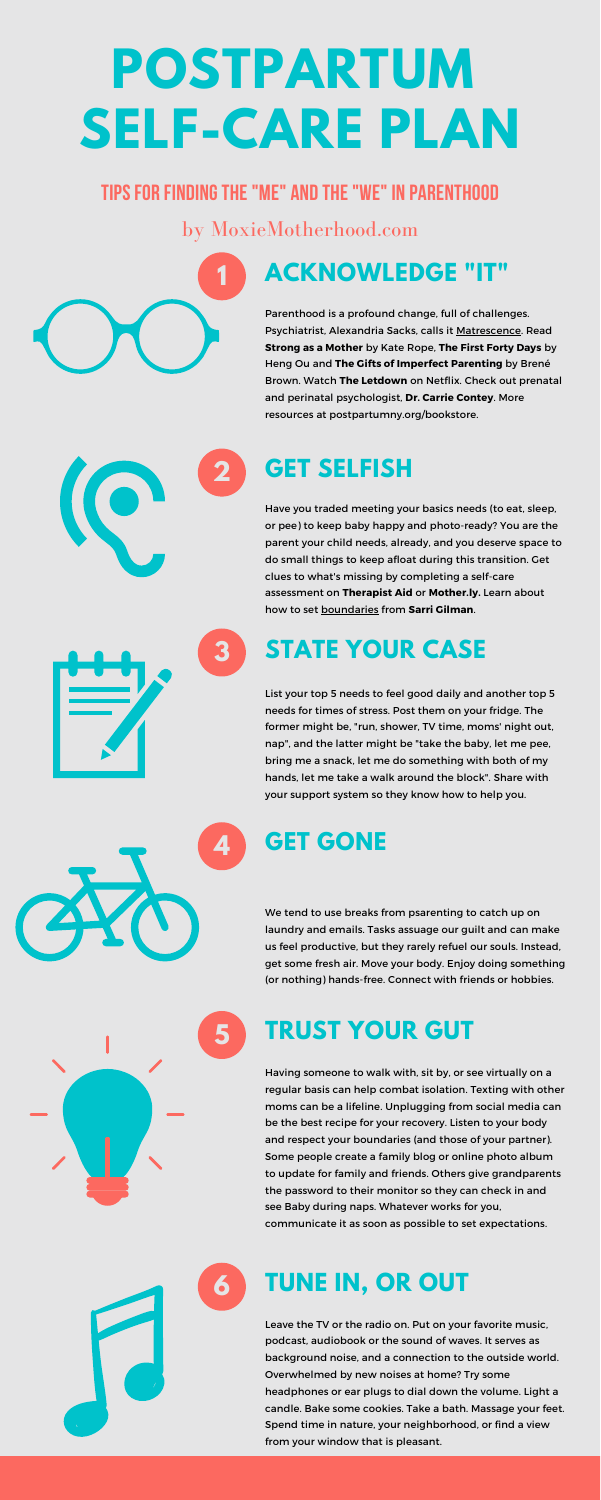# POSTPARTUM SELF-CARE PLAN

## TIPS FOR FINDING THE "ME" AND THE "WE" IN PARENTHOOD

by MoxieMotherhood.com

## 1 ACKNOWLEDGE "IT"

Parenthood is a profound change, full of challenges. Psychiatrist, Alexandria Sacks, calls it Matrescence. Read **Strong as a Mother** by Kate Rope, **The First Forty Days** by Heng Ou and **The Gifts of Imperfect Parenting** by Brené Brown. Watch **The Letdown** on Netflix. Check out prenatal and perinatal psychologist, **Dr. Carrie Contey**. More resources at postpartumny.org/bookstore.

## 2 GET SELFISH

Have you traded meeting your basics needs (to eat, sleep, or pee) to keep baby happy and photo-ready? You are the parent your child needs, already, and you deserve space to do small things to keep afloat during this transition. Get clues to what's missing by completing a self-care assessment on **Therapist Aid** or **Mother.ly.** Learn about how to set boundaries from **Sarri Gilman**.

## 3 STATE YOUR CASE

List your top 5 needs to feel good daily and another top 5 needs for times of stress. Post them on your fridge. The former might be, "run, shower, TV time, moms' night out, nap", and the latter might be "take the baby, let me pee, bring me a snack, let me do something with both of my hands, let me take a walk around the block". Share with your support system so they know how to help you.

## 4 GET GONE

We tend to use breaks from psarenting to catch up on laundry and emails. Tasks assuage our guilt and can make us feel productive, but they rarely refuel our souls. Instead, get some fresh air. Move your body. Enjoy doing something (or nothing) hands-free. Connect with friends or hobbies.

## 5 TRUST YOUR GUT

Having someone to walk with, sit by, or see virtually on a regular basis can help combat isolation. Texting with other moms can be a lifeline. Unplugging from social media can be the best recipe for your recovery. Listen to your body and respect your boundaries (and those of your partner). Some people create a family blog or online photo album to update for family and friends. Others give grandparents the password to their monitor so they can check in and see Baby during naps. Whatever works for you, communicate it as soon as possible to set expectations.

## 6 TUNE IN, OR OUT

Leave the TV or the radio on. Put on your favorite music, podcast, audiobook or the sound of waves. It serves as background noise, and a connection to the outside world. Overwhelmed by new noises at home? Try some headphones or ear plugs to dial down the volume. Light a candle. Bake some cookies. Take a bath. Massage your feet. Spend time in nature, your neighborhood, or find a view from your window that is pleasant.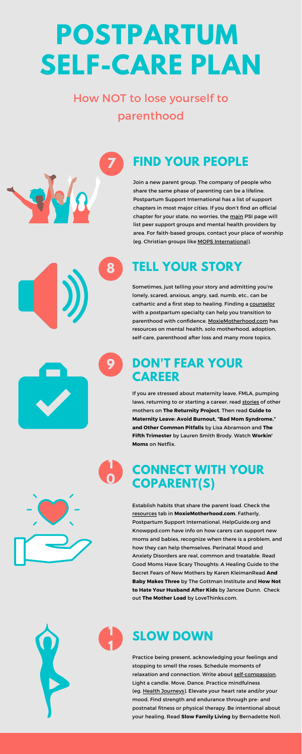# POSTPARTUM SELF-CARE PLAN

How NOT to lose yourself to parenthood

## 7 FIND YOUR PEOPLE

Join a new parent group. The company of people who share the same phase of parenting can be a lifeline. Postpartum Support International has a list of support chapters in most major cities. If you don't find an official chapter for your state, no worries, the main PSI page will list peer support groups and mental health providers by area. For faith-based groups, contact your place of worship (eg. Christian groups like MOPS International).

## 8 TELL YOUR STORY

Sometimes, just telling your story and admitting you're lonely, scared, anxious, angry, sad, numb, etc., can be cathartic and a first step to healing. Finding a counselor with a postpartum specialty can help you transition to parenthood with confidence. MoxieMotherhood.com has resources on mental health, solo motherhood, adoption, self-care, parenthood after loss and many more topics.

## 9 DON'T FEAR YOUR CAREER

If you are stressed about maternity leave, FMLA, pumping laws, returning to or starting a career, read stories of other mothers on **The Returnity Project**. Then read **Guide to Maternity Leave: Avoid Burnout, "Bad Mom Syndrome," and Other Common Pitfalls** by Lisa Abramson and **The Fifth Trimester** by Lauren Smith Brody. Watch **Workin' Moms** on Netflix.

## 10 CONNECT WITH YOUR COPARENT(S)

Establish habits that share the parent load. Check the resources tab in **MoxieMotherhood.com**. Fatherly, Postpartum Support International, HelpGuide.org and Knowppd.com have info on how carers can support new moms and babies, recognize when there is a problem, and how they can help themselves. Perinatal Mood and Anxiety Disorders are real, common and treatable. Read Good Moms Have Scary Thoughts: A Healing Guide to the Secret Fears of New Mothers by Karen KleimanRead **And Baby Makes Three** by The Gottman Institute and **How Not to Hate Your Husband After Kids** by Jancee Dunn. Check out **The Mother Load** by LoveThinks.com.

## 11 SLOW DOWN

Practice being present, acknowledging your feelings and stopping to smell the roses. Schedule moments of relaxation and connection. Write about self-compassion. Light a candle. Move. Dance. Practice mindfulness (eg. Health Journeys). Elevate your heart rate and/or your mood. Find strength and endurance through pre- and postnatal fitness or physical therapy. Be intentional about your healing. Read **Slow Family Living** by Bernadette Noll.